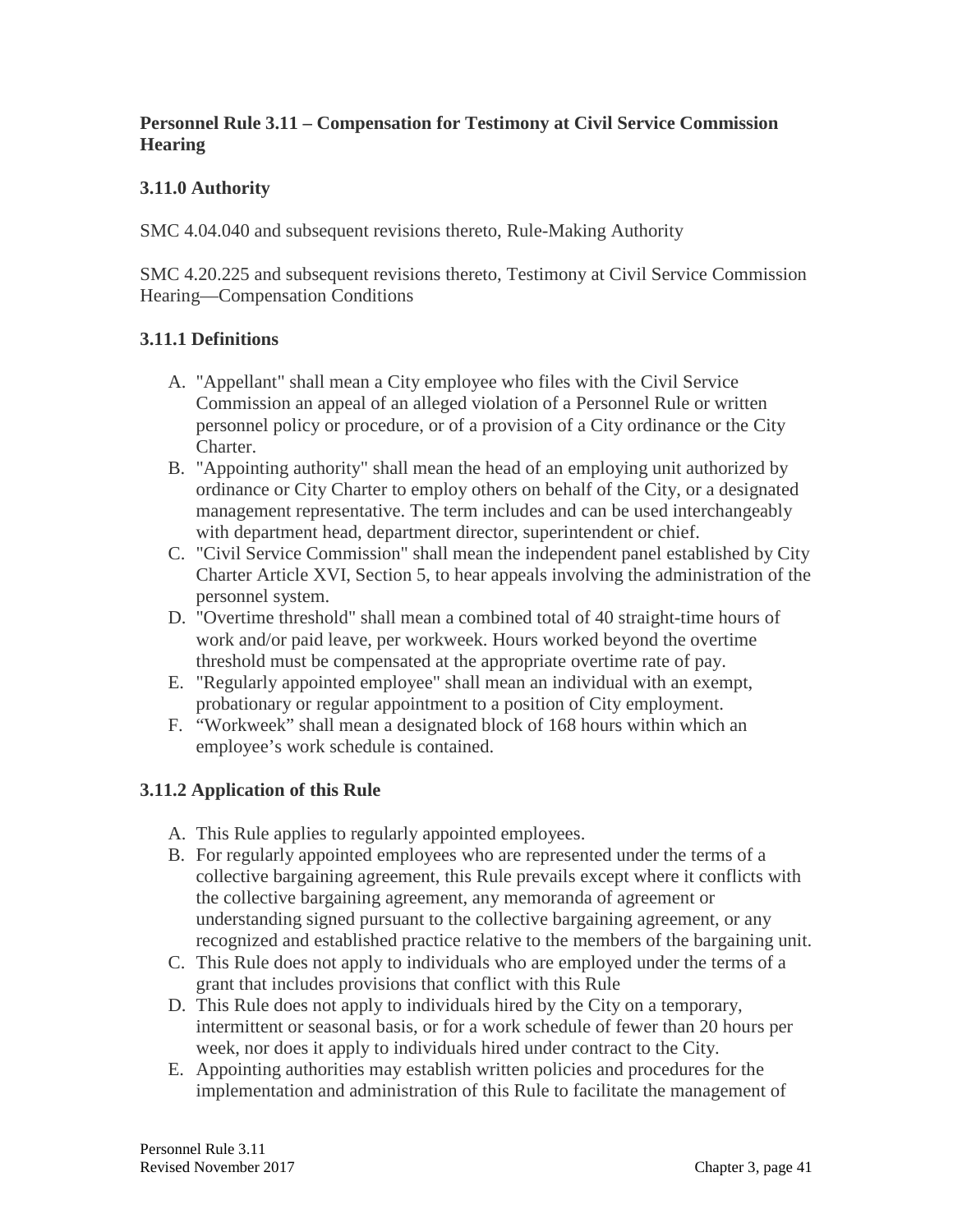**Personnel Rule 3.11 – Compensation for Testimony at Civil Service Commission Hearing**

**3.11.0 Authority**

SMC 4.04.040 and subsequent revisions thereto, Rule-Making Authority

SMC 4.20.225 and subsequent revisions thereto, Testimony at Civil Service Commission Hearing—Compensation Conditions

**3.11.1 Definitions**

A. "Appellant" shall mean a City employee who files with the Civil Service Commission an appeal of an alleged violation of a Personnel Rule or written personnel policy or procedure, or of a provision of a City ordinance or the City Charter.
B. "Appointing authority" shall mean the head of an employing unit authorized by ordinance or City Charter to employ others on behalf of the City, or a designated management representative. The term includes and can be used interchangeably with department head, department director, superintendent or chief.
C. "Civil Service Commission" shall mean the independent panel established by City Charter Article XVI, Section 5, to hear appeals involving the administration of the personnel system.
D. "Overtime threshold" shall mean a combined total of 40 straight-time hours of work and/or paid leave, per workweek. Hours worked beyond the overtime threshold must be compensated at the appropriate overtime rate of pay.
E. "Regularly appointed employee" shall mean an individual with an exempt, probationary or regular appointment to a position of City employment.
F. "Workweek" shall mean a designated block of 168 hours within which an employee's work schedule is contained.

**3.11.2 Application of this Rule**

A. This Rule applies to regularly appointed employees.
B. For regularly appointed employees who are represented under the terms of a collective bargaining agreement, this Rule prevails except where it conflicts with the collective bargaining agreement, any memoranda of agreement or understanding signed pursuant to the collective bargaining agreement, or any recognized and established practice relative to the members of the bargaining unit.
C. This Rule does not apply to individuals who are employed under the terms of a grant that includes provisions that conflict with this Rule
D. This Rule does not apply to individuals hired by the City on a temporary, intermittent or seasonal basis, or for a work schedule of fewer than 20 hours per week, nor does it apply to individuals hired under contract to the City.
E. Appointing authorities may establish written policies and procedures for the implementation and administration of this Rule to facilitate the management of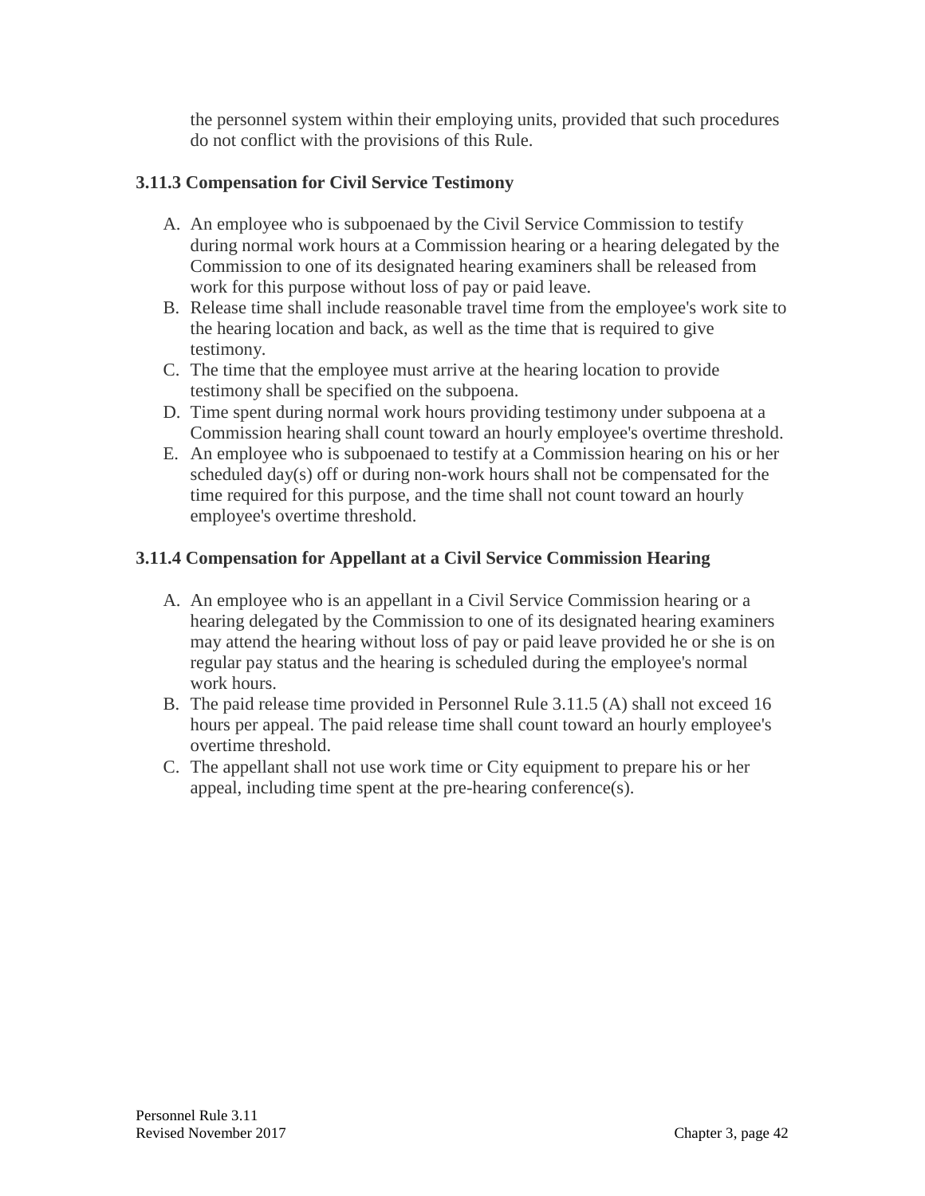the personnel system within their employing units, provided that such procedures do not conflict with the provisions of this Rule.

### 3.11.3 Compensation for Civil Service Testimony

A. An employee who is subpoenaed by the Civil Service Commission to testify during normal work hours at a Commission hearing or a hearing delegated by the Commission to one of its designated hearing examiners shall be released from work for this purpose without loss of pay or paid leave.
B. Release time shall include reasonable travel time from the employee's work site to the hearing location and back, as well as the time that is required to give testimony.
C. The time that the employee must arrive at the hearing location to provide testimony shall be specified on the subpoena.
D. Time spent during normal work hours providing testimony under subpoena at a Commission hearing shall count toward an hourly employee's overtime threshold.
E. An employee who is subpoenaed to testify at a Commission hearing on his or her scheduled day(s) off or during non-work hours shall not be compensated for the time required for this purpose, and the time shall not count toward an hourly employee's overtime threshold.

### 3.11.4 Compensation for Appellant at a Civil Service Commission Hearing

A. An employee who is an appellant in a Civil Service Commission hearing or a hearing delegated by the Commission to one of its designated hearing examiners may attend the hearing without loss of pay or paid leave provided he or she is on regular pay status and the hearing is scheduled during the employee's normal work hours.
B. The paid release time provided in Personnel Rule 3.11.5 (A) shall not exceed 16 hours per appeal. The paid release time shall count toward an hourly employee's overtime threshold.
C. The appellant shall not use work time or City equipment to prepare his or her appeal, including time spent at the pre-hearing conference(s).